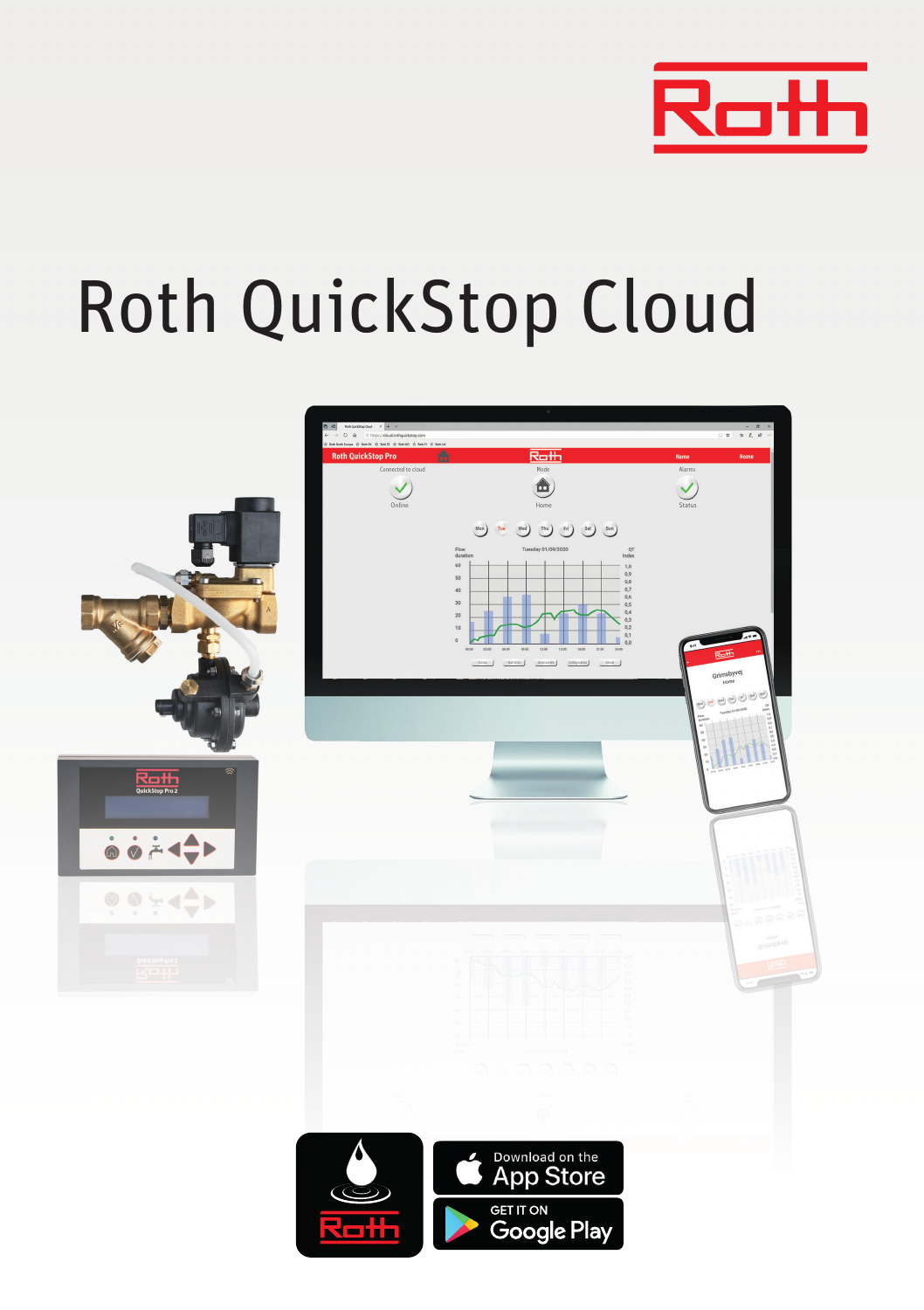# Roth QuickStop Cloud

Download on the App Store

GET IT ON Google Play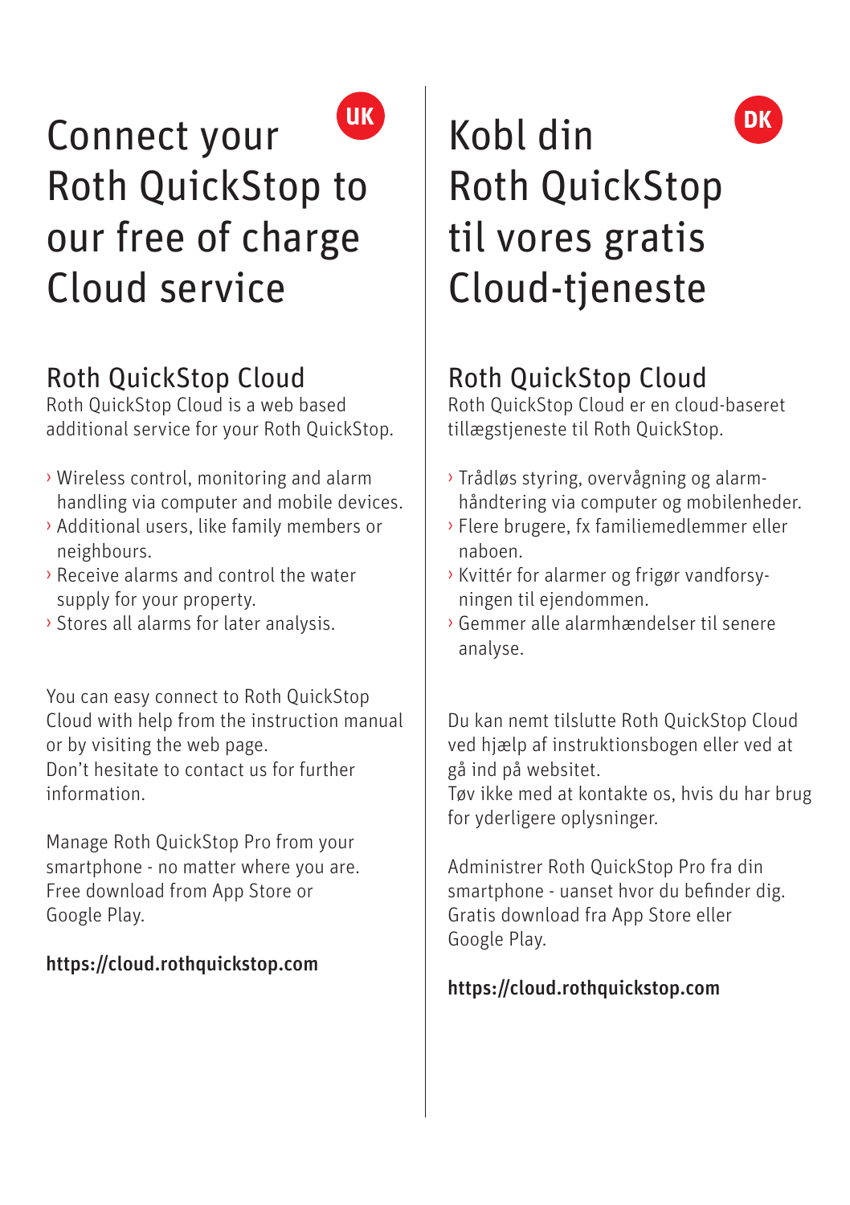UK

# Connect your Roth QuickStop to our free of charge Cloud service

## Roth QuickStop Cloud

Roth QuickStop Cloud is a web based additional service for your Roth QuickStop.

- Wireless control, monitoring and alarm handling via computer and mobile devices.
- Additional users, like family members or neighbours.
- Receive alarms and control the water supply for your property.
- Stores all alarms for later analysis.

You can easy connect to Roth QuickStop Cloud with help from the instruction manual or by visiting the web page.
Don't hesitate to contact us for further information.

Manage Roth QuickStop Pro from your smartphone - no matter where you are.
Free download from App Store or Google Play.

**https://cloud.rothquickstop.com**

DK

# Kobl din Roth QuickStop til vores gratis Cloud-tjeneste

## Roth QuickStop Cloud

Roth QuickStop Cloud er en cloud-baseret tillægstjeneste til Roth QuickStop.

- Trådløs styring, overvågning og alarm­håndtering via computer og mobilenheder.
- Flere brugere, fx familiemedlemmer eller naboen.
- Kvittér for alarmer og frigør vandforsyningen til ejendommen.
- Gemmer alle alarmhændelser til senere analyse.

Du kan nemt tilslutte Roth QuickStop Cloud ved hjælp af instruktionsbogen eller ved at gå ind på websitet.
Tøv ikke med at kontakte os, hvis du har brug for yderligere oplysninger.

Administrer Roth QuickStop Pro fra din smartphone - uanset hvor du befinder dig.
Gratis download fra App Store eller Google Play.

**https://cloud.rothquickstop.com**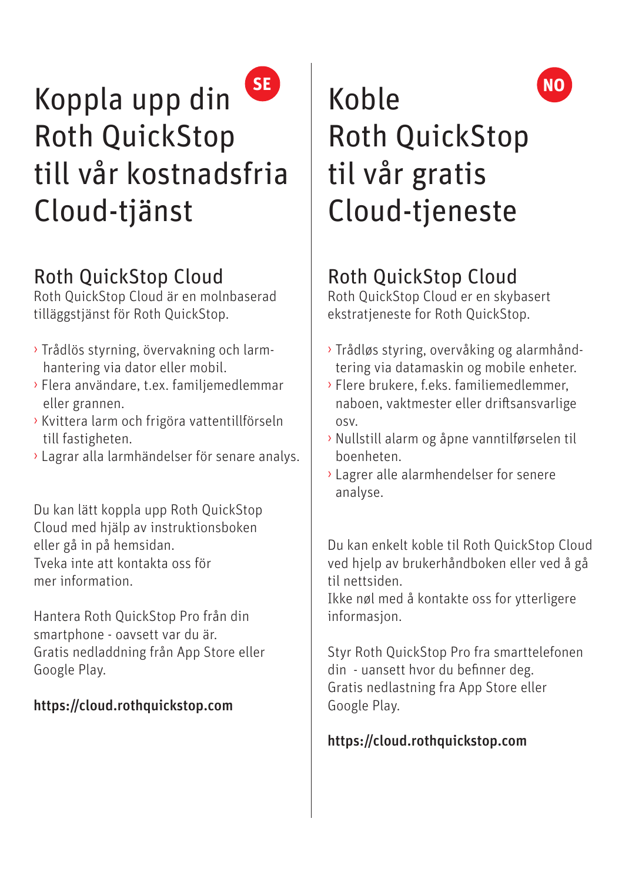SE

# Koppla upp din Roth QuickStop till vår kostnadsfria Cloud-tjänst

## Roth QuickStop Cloud

Roth QuickStop Cloud är en molnbaserad tilläggstjänst för Roth QuickStop.

- › Trådlös styrning, övervakning och larmhantering via dator eller mobil.
- › Flera användare, t.ex. familjemedlemmar eller grannen.
- › Kvittera larm och frigöra vattentillförseln till fastigheten.
- › Lagrar alla larmhändelser för senare analys.

Du kan lätt koppla upp Roth QuickStop Cloud med hjälp av instruktionsboken eller gå in på hemsidan.
Tveka inte att kontakta oss för mer information.

Hantera Roth QuickStop Pro från din smartphone - oavsett var du är.
Gratis nedladdning från App Store eller Google Play.

**https://cloud.rothquickstop.com**

NO

# Koble Roth QuickStop til vår gratis Cloud-tjeneste

## Roth QuickStop Cloud

Roth QuickStop Cloud er en skybasert ekstratjeneste for Roth QuickStop.

- › Trådløs styring, overvåking og alarmhåndtering via datamaskin og mobile enheter.
- › Flere brukere, f.eks. familiemedlemmer, naboen, vaktmester eller driftsansvarlige osv.
- › Nullstill alarm og åpne vanntilførselen til boenheten.
- › Lagrer alle alarmhendelser for senere analyse.

Du kan enkelt koble til Roth QuickStop Cloud ved hjelp av brukerhåndboken eller ved å gå til nettsiden.
Ikke nøl med å kontakte oss for ytterligere informasjon.

Styr Roth QuickStop Pro fra smarttelefonen din - uansett hvor du befinner deg.
Gratis nedlastning fra App Store eller Google Play.

**https://cloud.rothquickstop.com**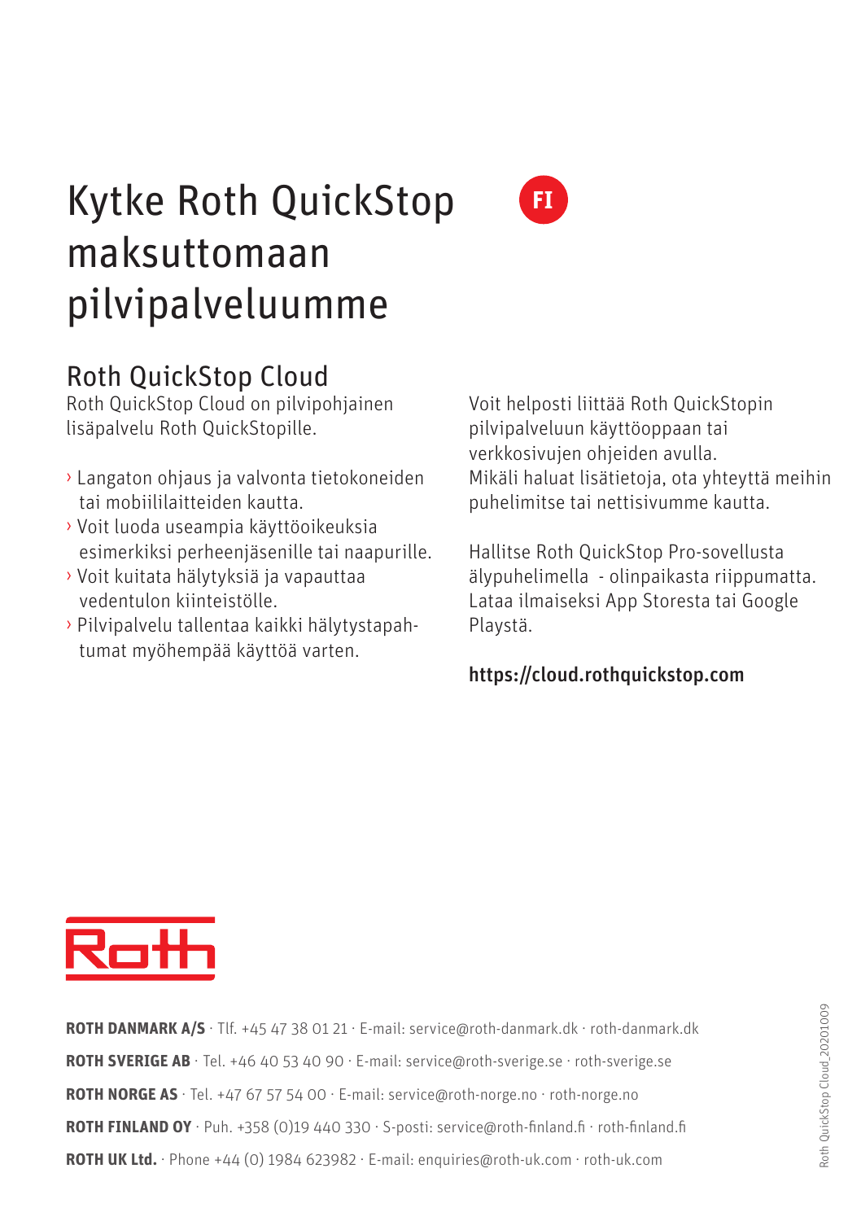# Kytke Roth QuickStop maksuttomaan pilvipalveluumme

FI

## Roth QuickStop Cloud

Roth QuickStop Cloud on pilvipohjainen lisäpalvelu Roth QuickStopille.

- Langaton ohjaus ja valvonta tietokoneiden tai mobiililaitteiden kautta.
- Voit luoda useampia käyttöoikeuksia esimerkiksi perheenjäsenille tai naapurille.
- Voit kuitata hälytyksiä ja vapauttaa vedentulon kiinteistölle.
- Pilvipalvelu tallentaa kaikki hälytystapahtumat myöhempää käyttöä varten.

Voit helposti liittää Roth QuickStopin pilvipalveluun käyttöoppaan tai verkkosivujen ohjeiden avulla.
Mikäli haluat lisätietoja, ota yhteyttä meihin puhelimitse tai nettisivumme kautta.

Hallitse Roth QuickStop Pro-sovellusta älypuhelimella - olinpaikasta riippumatta. Lataa ilmaiseksi App Storesta tai Google Playstä.

**https://cloud.rothquickstop.com**

Roth

**ROTH DANMARK A/S** · Tlf. +45 47 38 01 21 · E-mail: service@roth-danmark.dk · roth-danmark.dk

**ROTH SVERIGE AB** · Tel. +46 40 53 40 90 · E-mail: service@roth-sverige.se · roth-sverige.se

**ROTH NORGE AS** · Tel. +47 67 57 54 00 · E-mail: service@roth-norge.no · roth-norge.no

**ROTH FINLAND OY** · Puh. +358 (0)19 440 330 · S-posti: service@roth-finland.fi · roth-finland.fi

**ROTH UK Ltd.** · Phone +44 (0) 1984 623982 · E-mail: enquiries@roth-uk.com · roth-uk.com

Roth QuickStop Cloud_20201009